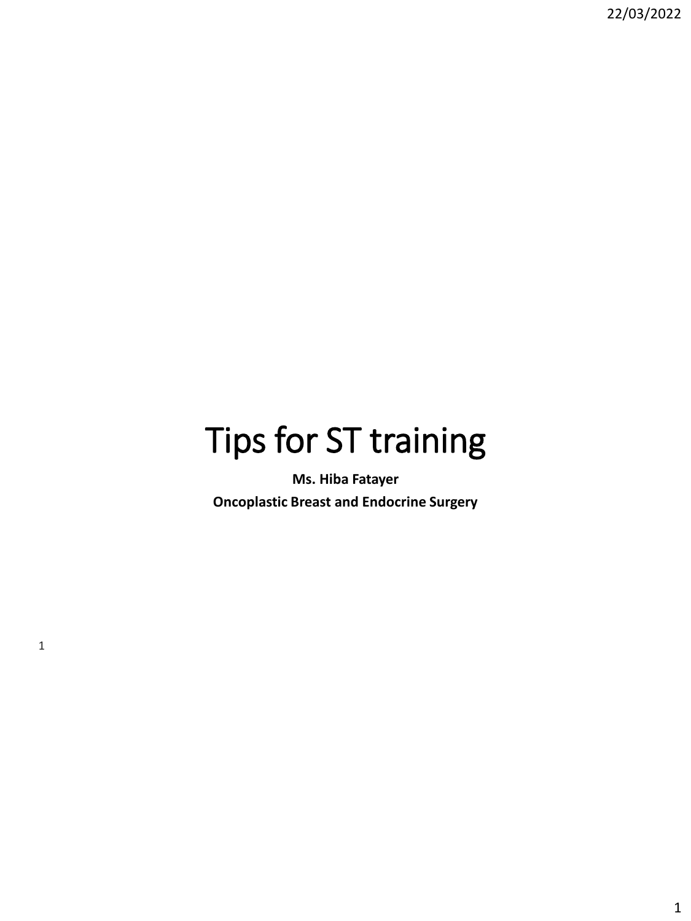# Tips for ST training

**Ms. Hiba Fatayer**

**Oncoplastic Breast and Endocrine Surgery**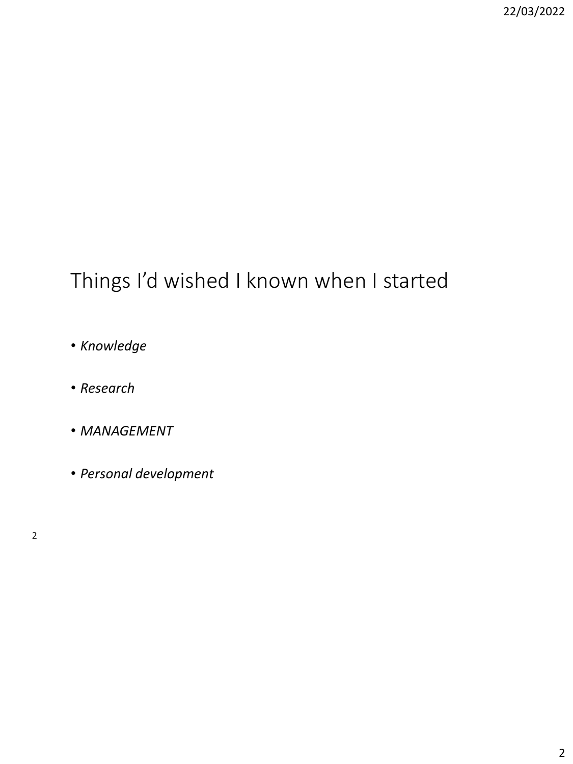# Things I'd wished I known when I started

- *Knowledge*
- *Research*
- *MANAGEMENT*
- *Personal development*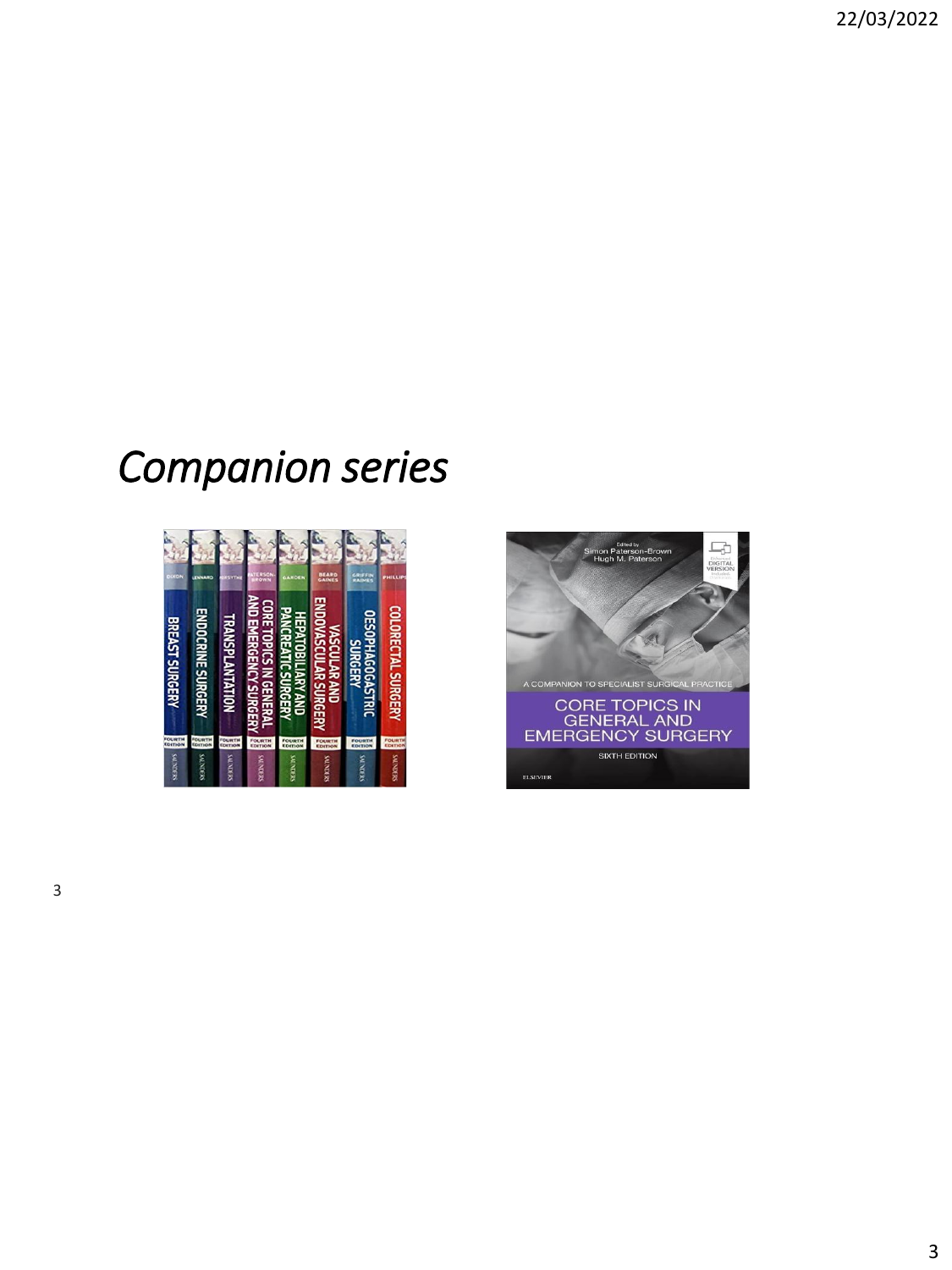# *Companion series*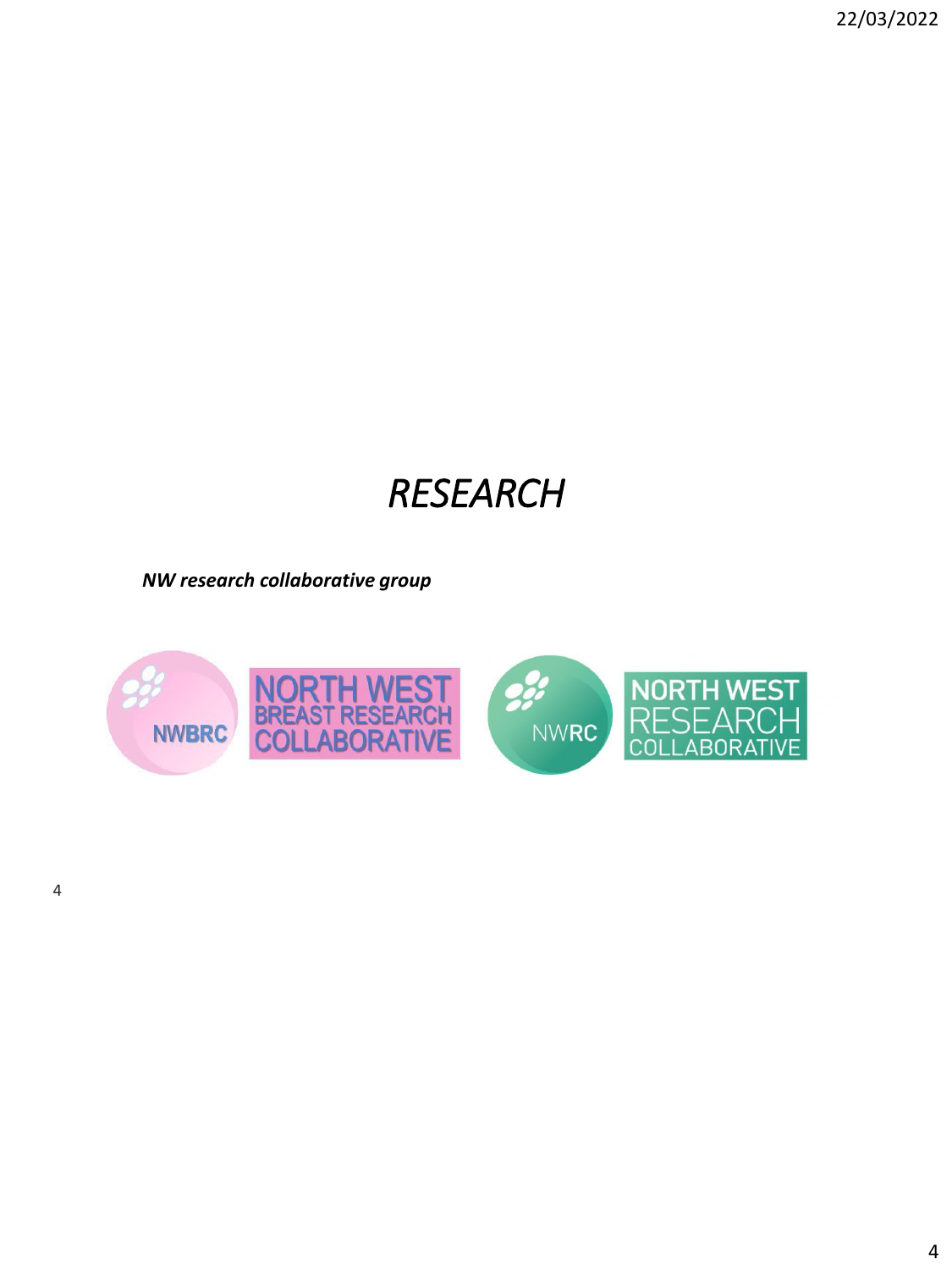# *RESEARCH*

***NW research collaborative group***

NWBRC NORTH WEST BREAST RESEARCH COLLABORATIVE

NWRC NORTH WEST RESEARCH COLLABORATIVE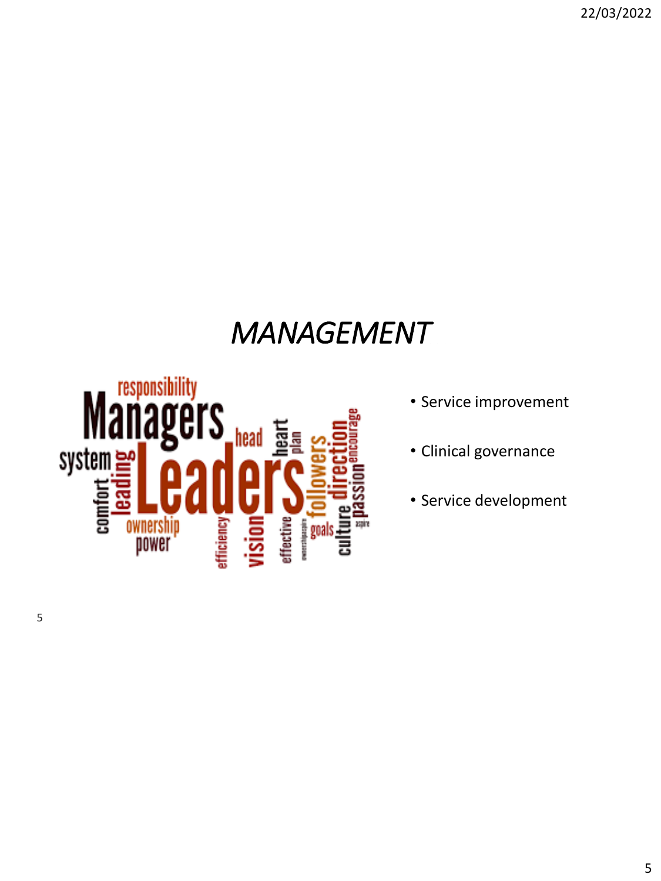# *MANAGEMENT*

- Service improvement
- Clinical governance
- Service development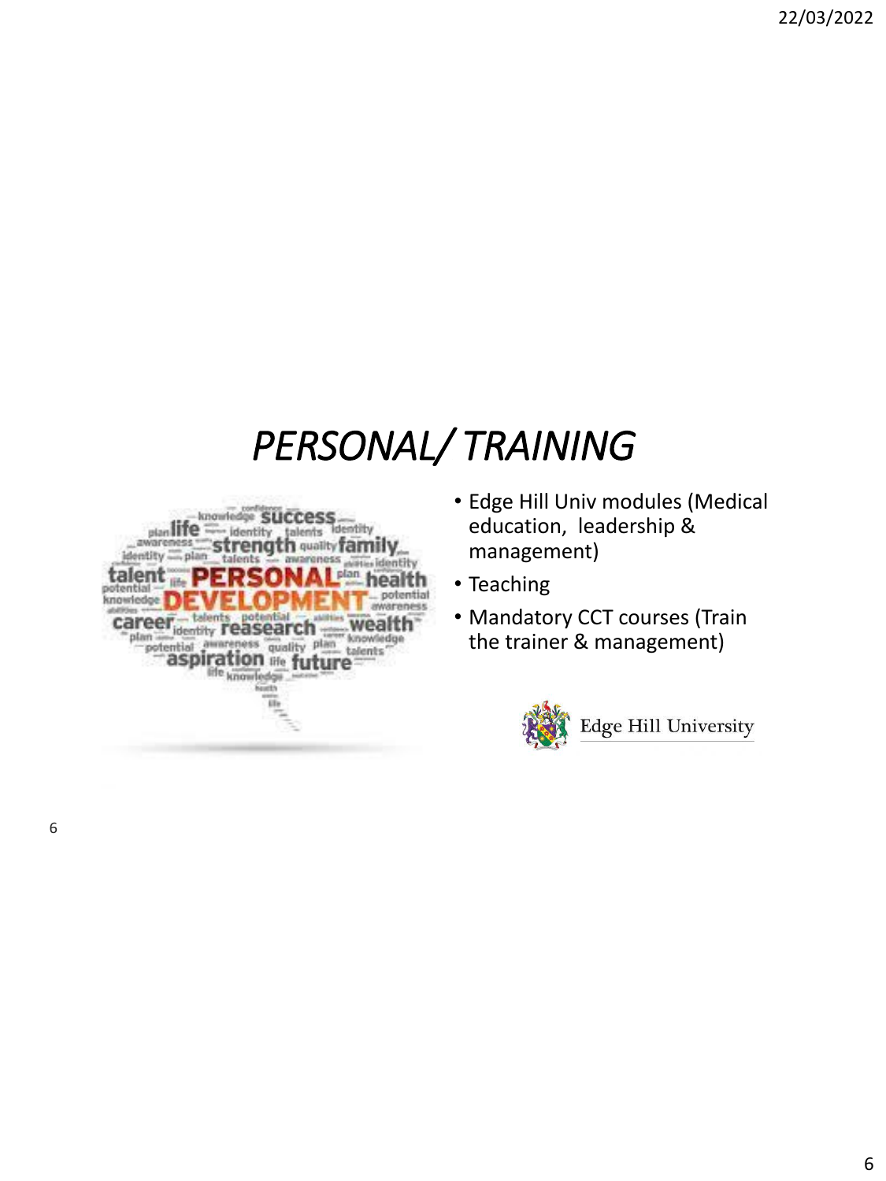# *PERSONAL/ TRAINING*

- Edge Hill Univ modules (Medical education, leadership & management)
- Teaching
- Mandatory CCT courses (Train the trainer & management)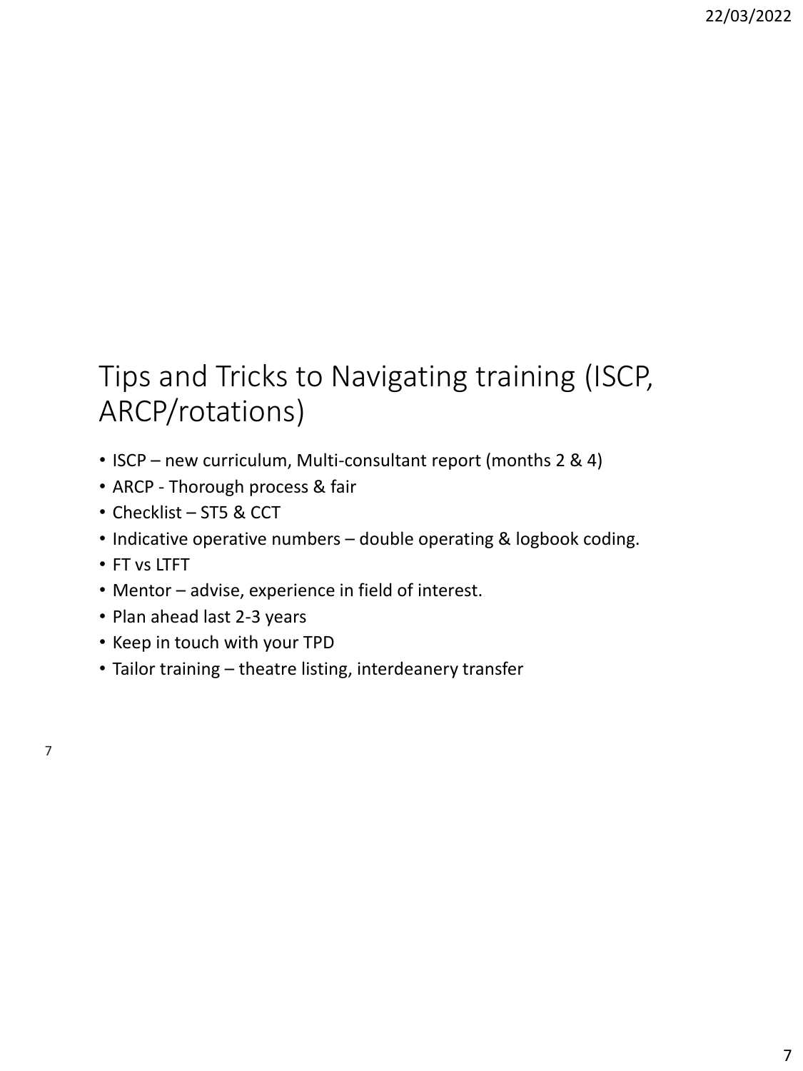# Tips and Tricks to Navigating training (ISCP, ARCP/rotations)

- ISCP – new curriculum, Multi-consultant report (months 2 & 4)
- ARCP - Thorough process & fair
- Checklist – ST5 & CCT
- Indicative operative numbers – double operating & logbook coding.
- FT vs LTFT
- Mentor – advise, experience in field of interest.
- Plan ahead last 2-3 years
- Keep in touch with your TPD
- Tailor training – theatre listing, interdeanery transfer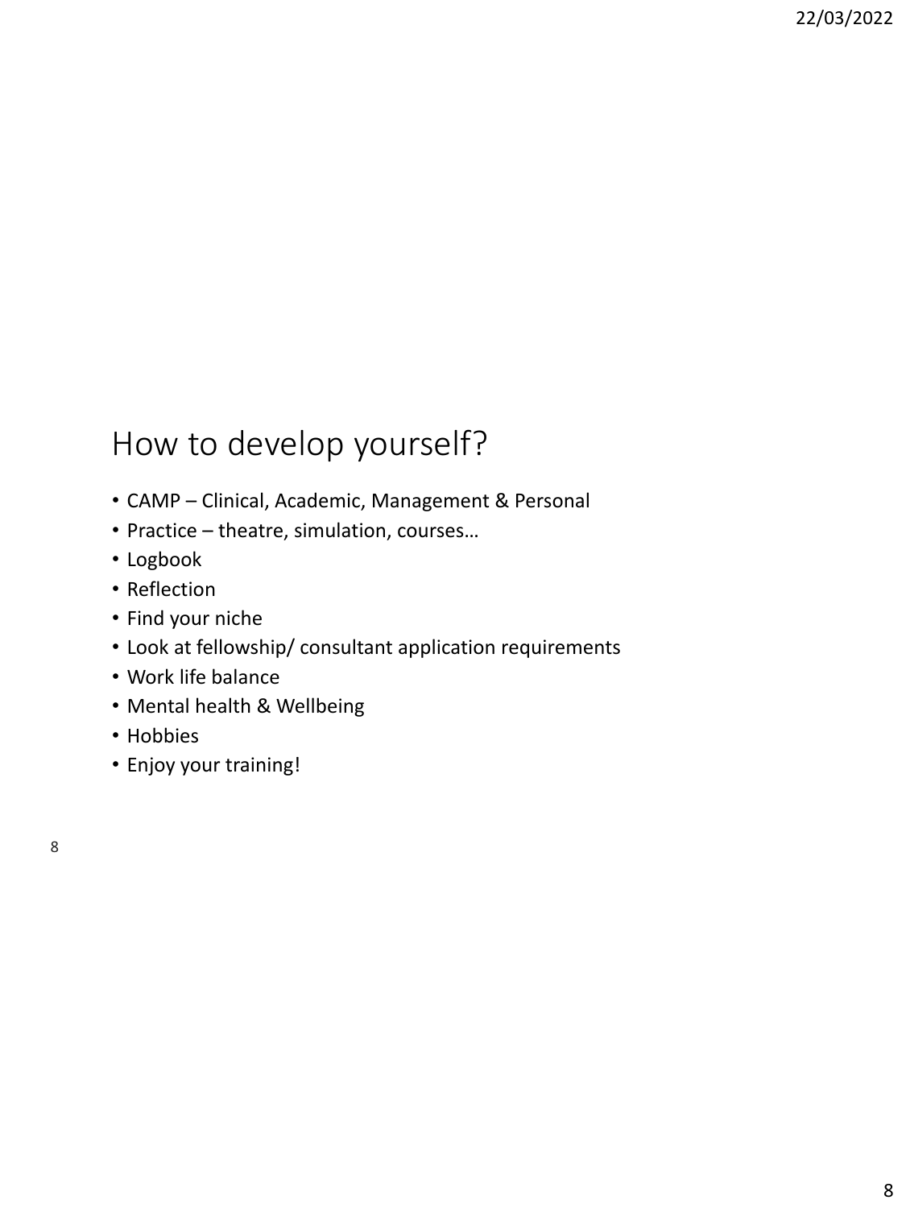# How to develop yourself?

- CAMP – Clinical, Academic, Management & Personal
- Practice – theatre, simulation, courses…
- Logbook
- Reflection
- Find your niche
- Look at fellowship/ consultant application requirements
- Work life balance
- Mental health & Wellbeing
- Hobbies
- Enjoy your training!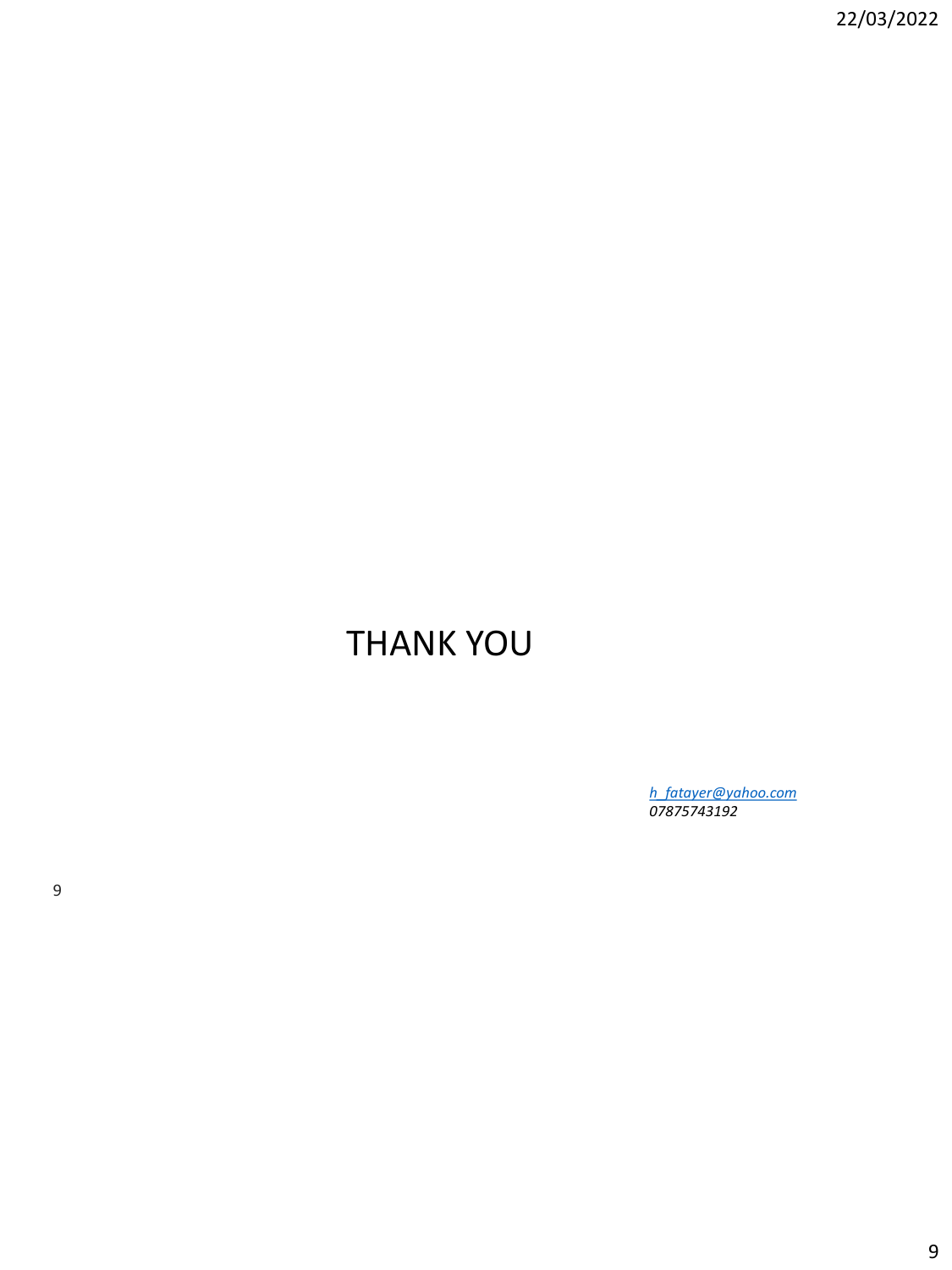THANK YOU

*h_fatayer@yahoo.com*
*07875743192*